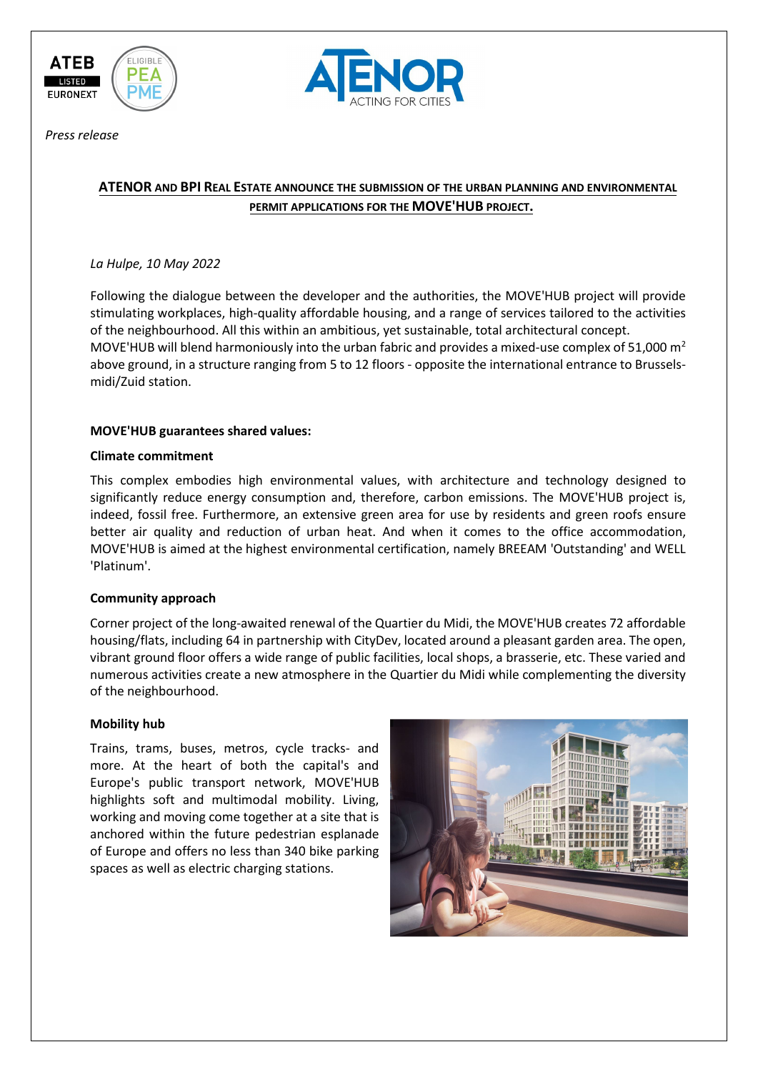ATEB
LISTED
EURONEXT

ELIGIBLE PEA PME

ATENOR
ACTING FOR CITIES

*Press release*

## ATENOR AND BPI REAL ESTATE ANNOUNCE THE SUBMISSION OF THE URBAN PLANNING AND ENVIRONMENTAL PERMIT APPLICATIONS FOR THE MOVE'HUB PROJECT.

*La Hulpe, 10 May 2022*

Following the dialogue between the developer and the authorities, the MOVE'HUB project will provide stimulating workplaces, high-quality affordable housing, and a range of services tailored to the activities of the neighbourhood. All this within an ambitious, yet sustainable, total architectural concept. MOVE'HUB will blend harmoniously into the urban fabric and provides a mixed-use complex of 51,000 m$^2$ above ground, in a structure ranging from 5 to 12 floors - opposite the international entrance to Brussels-midi/Zuid station.

**MOVE'HUB guarantees shared values:**

**Climate commitment**

This complex embodies high environmental values, with architecture and technology designed to significantly reduce energy consumption and, therefore, carbon emissions. The MOVE'HUB project is, indeed, fossil free. Furthermore, an extensive green area for use by residents and green roofs ensure better air quality and reduction of urban heat. And when it comes to the office accommodation, MOVE'HUB is aimed at the highest environmental certification, namely BREEAM 'Outstanding' and WELL 'Platinum'.

**Community approach**

Corner project of the long-awaited renewal of the Quartier du Midi, the MOVE'HUB creates 72 affordable housing/flats, including 64 in partnership with CityDev, located around a pleasant garden area. The open, vibrant ground floor offers a wide range of public facilities, local shops, a brasserie, etc. These varied and numerous activities create a new atmosphere in the Quartier du Midi while complementing the diversity of the neighbourhood.

**Mobility hub**

Trains, trams, buses, metros, cycle tracks- and more. At the heart of both the capital's and Europe's public transport network, MOVE'HUB highlights soft and multimodal mobility. Living, working and moving come together at a site that is anchored within the future pedestrian esplanade of Europe and offers no less than 340 bike parking spaces as well as electric charging stations.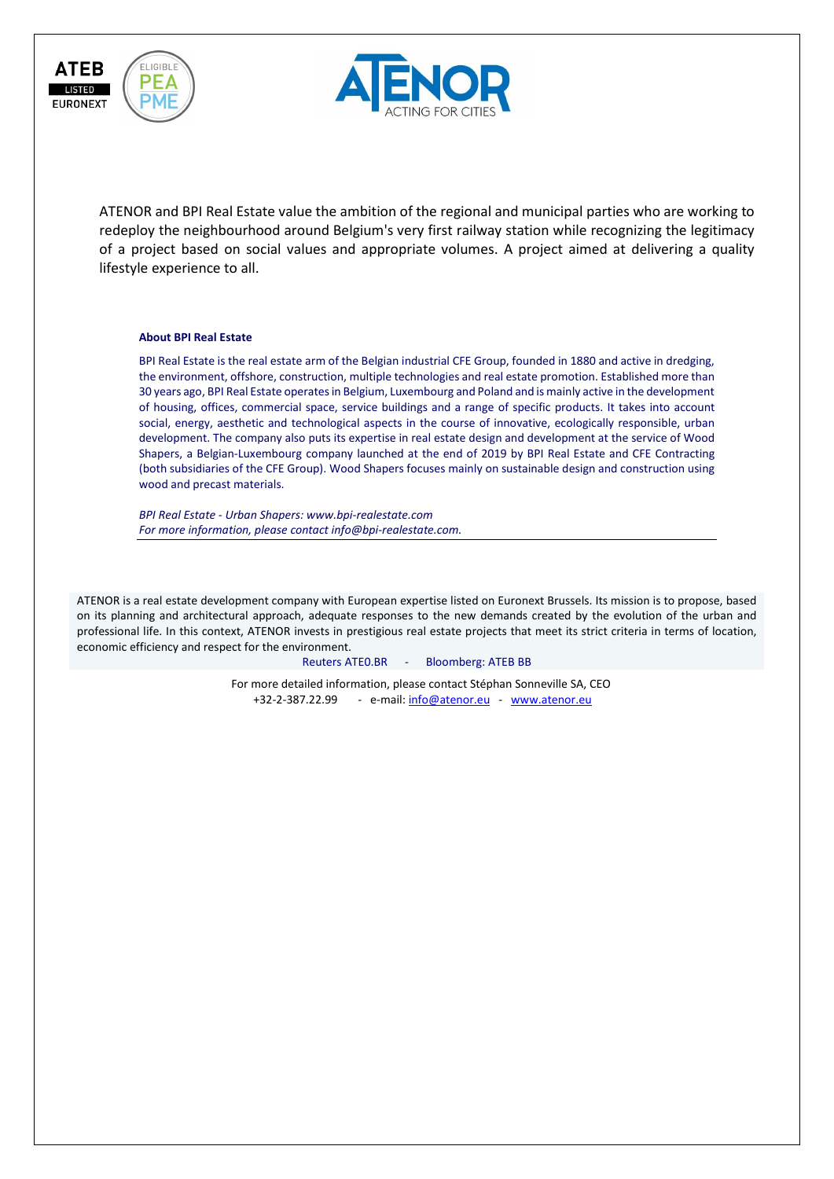ATENOR and BPI Real Estate value the ambition of the regional and municipal parties who are working to redeploy the neighbourhood around Belgium's very first railway station while recognizing the legitimacy of a project based on social values and appropriate volumes. A project aimed at delivering a quality lifestyle experience to all.

**About BPI Real Estate**

BPI Real Estate is the real estate arm of the Belgian industrial CFE Group, founded in 1880 and active in dredging, the environment, offshore, construction, multiple technologies and real estate promotion. Established more than 30 years ago, BPI Real Estate operates in Belgium, Luxembourg and Poland and is mainly active in the development of housing, offices, commercial space, service buildings and a range of specific products. It takes into account social, energy, aesthetic and technological aspects in the course of innovative, ecologically responsible, urban development. The company also puts its expertise in real estate design and development at the service of Wood Shapers, a Belgian-Luxembourg company launched at the end of 2019 by BPI Real Estate and CFE Contracting (both subsidiaries of the CFE Group). Wood Shapers focuses mainly on sustainable design and construction using wood and precast materials.

*BPI Real Estate - Urban Shapers: www.bpi-realestate.com*
*For more information, please contact info@bpi-realestate.com.*

ATENOR is a real estate development company with European expertise listed on Euronext Brussels. Its mission is to propose, based on its planning and architectural approach, adequate responses to the new demands created by the evolution of the urban and professional life. In this context, ATENOR invests in prestigious real estate projects that meet its strict criteria in terms of location, economic efficiency and respect for the environment.

Reuters ATEO.BR - Bloomberg: ATEB BB

For more detailed information, please contact Stéphan Sonneville SA, CEO
+32-2-387.22.99 - e-mail: info@atenor.eu - www.atenor.eu